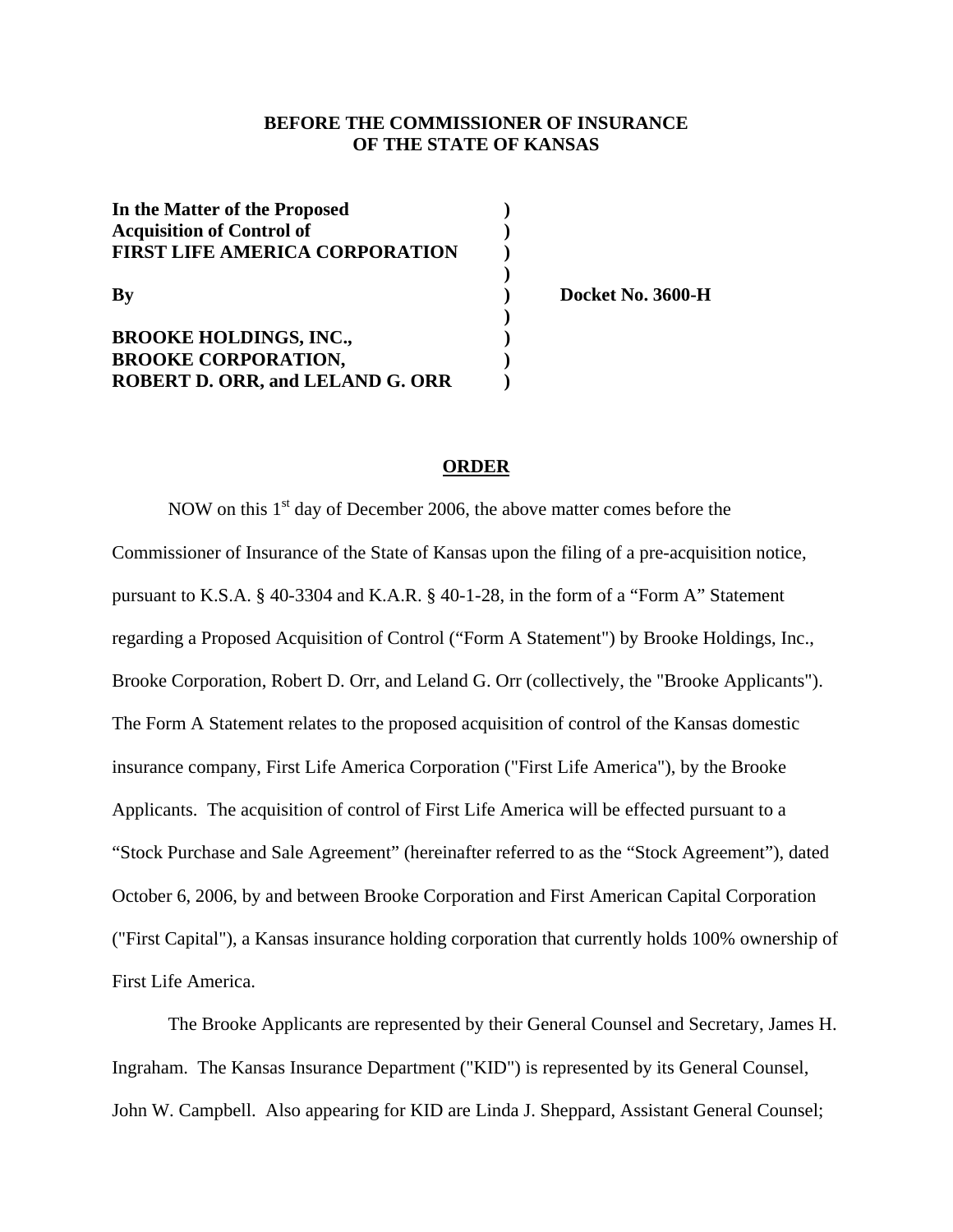**BEFORE THE COMMISSIONER OF INSURANCE**
**OF THE STATE OF KANSAS**

**In the Matter of the Proposed )**
**Acquisition of Control of )**
**FIRST LIFE AMERICA CORPORATION )**
**)**
**By ) Docket No. 3600-H**
**)**
**BROOKE HOLDINGS, INC., )**
**BROOKE CORPORATION, )**
**ROBERT D. ORR, and LELAND G. ORR )**

**ORDER**

NOW on this 1st day of December 2006, the above matter comes before the Commissioner of Insurance of the State of Kansas upon the filing of a pre-acquisition notice, pursuant to K.S.A. § 40-3304 and K.A.R. § 40-1-28, in the form of a "Form A" Statement regarding a Proposed Acquisition of Control ("Form A Statement") by Brooke Holdings, Inc., Brooke Corporation, Robert D. Orr, and Leland G. Orr (collectively, the "Brooke Applicants"). The Form A Statement relates to the proposed acquisition of control of the Kansas domestic insurance company, First Life America Corporation ("First Life America"), by the Brooke Applicants. The acquisition of control of First Life America will be effected pursuant to a "Stock Purchase and Sale Agreement" (hereinafter referred to as the "Stock Agreement"), dated October 6, 2006, by and between Brooke Corporation and First American Capital Corporation ("First Capital"), a Kansas insurance holding corporation that currently holds 100% ownership of First Life America.

The Brooke Applicants are represented by their General Counsel and Secretary, James H. Ingraham. The Kansas Insurance Department ("KID") is represented by its General Counsel, John W. Campbell. Also appearing for KID are Linda J. Sheppard, Assistant General Counsel;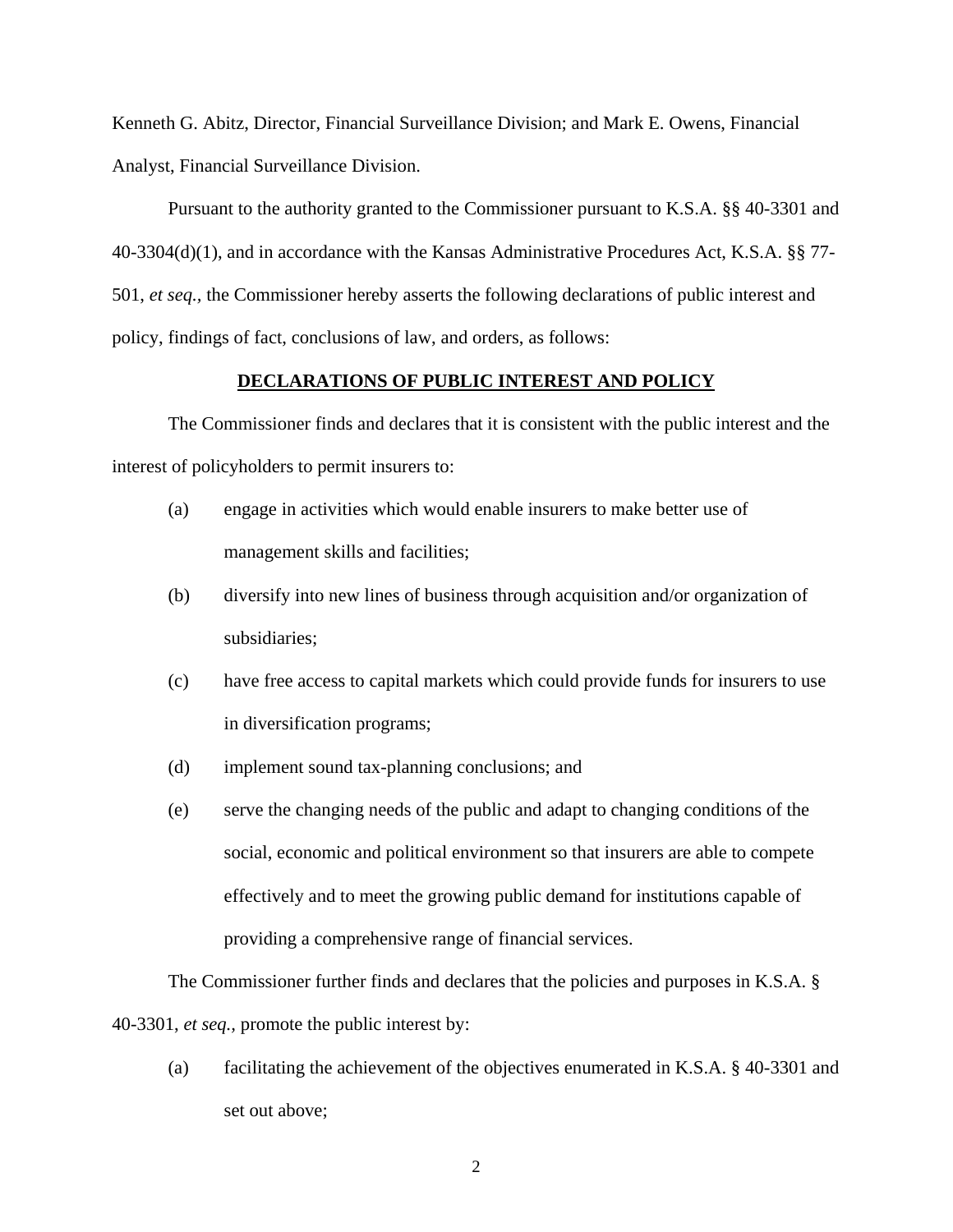Kenneth G. Abitz, Director, Financial Surveillance Division; and Mark E. Owens, Financial Analyst, Financial Surveillance Division.

Pursuant to the authority granted to the Commissioner pursuant to K.S.A. §§ 40-3301 and 40-3304(d)(1), and in accordance with the Kansas Administrative Procedures Act, K.S.A. §§ 77-501, *et seq.*, the Commissioner hereby asserts the following declarations of public interest and policy, findings of fact, conclusions of law, and orders, as follows:

## DECLARATIONS OF PUBLIC INTEREST AND POLICY

The Commissioner finds and declares that it is consistent with the public interest and the interest of policyholders to permit insurers to:

(a) engage in activities which would enable insurers to make better use of management skills and facilities;

(b) diversify into new lines of business through acquisition and/or organization of subsidiaries;

(c) have free access to capital markets which could provide funds for insurers to use in diversification programs;

(d) implement sound tax-planning conclusions; and

(e) serve the changing needs of the public and adapt to changing conditions of the social, economic and political environment so that insurers are able to compete effectively and to meet the growing public demand for institutions capable of providing a comprehensive range of financial services.

The Commissioner further finds and declares that the policies and purposes in K.S.A. § 40-3301, *et seq.*, promote the public interest by:

(a) facilitating the achievement of the objectives enumerated in K.S.A. § 40-3301 and set out above;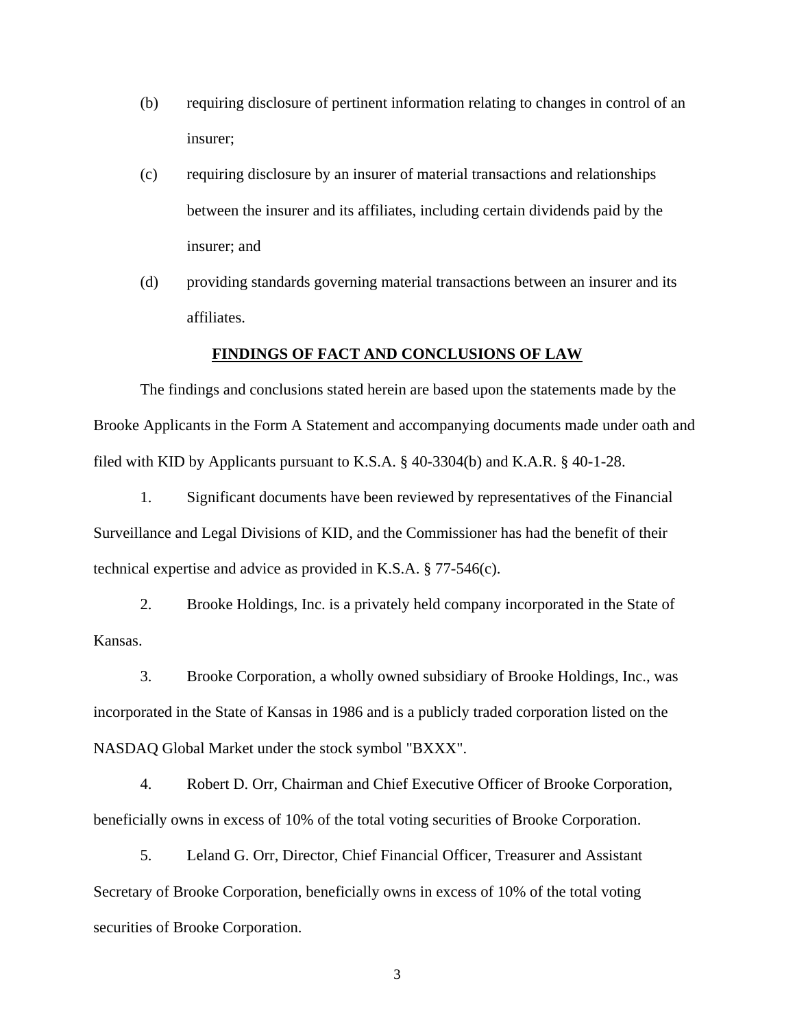(b) requiring disclosure of pertinent information relating to changes in control of an insurer;

(c) requiring disclosure by an insurer of material transactions and relationships between the insurer and its affiliates, including certain dividends paid by the insurer; and

(d) providing standards governing material transactions between an insurer and its affiliates.

## **FINDINGS OF FACT AND CONCLUSIONS OF LAW**

The findings and conclusions stated herein are based upon the statements made by the Brooke Applicants in the Form A Statement and accompanying documents made under oath and filed with KID by Applicants pursuant to K.S.A. § 40-3304(b) and K.A.R. § 40-1-28.

1. Significant documents have been reviewed by representatives of the Financial Surveillance and Legal Divisions of KID, and the Commissioner has had the benefit of their technical expertise and advice as provided in K.S.A. § 77-546(c).

2. Brooke Holdings, Inc. is a privately held company incorporated in the State of Kansas.

3. Brooke Corporation, a wholly owned subsidiary of Brooke Holdings, Inc., was incorporated in the State of Kansas in 1986 and is a publicly traded corporation listed on the NASDAQ Global Market under the stock symbol "BXXX".

4. Robert D. Orr, Chairman and Chief Executive Officer of Brooke Corporation, beneficially owns in excess of 10% of the total voting securities of Brooke Corporation.

5. Leland G. Orr, Director, Chief Financial Officer, Treasurer and Assistant Secretary of Brooke Corporation, beneficially owns in excess of 10% of the total voting securities of Brooke Corporation.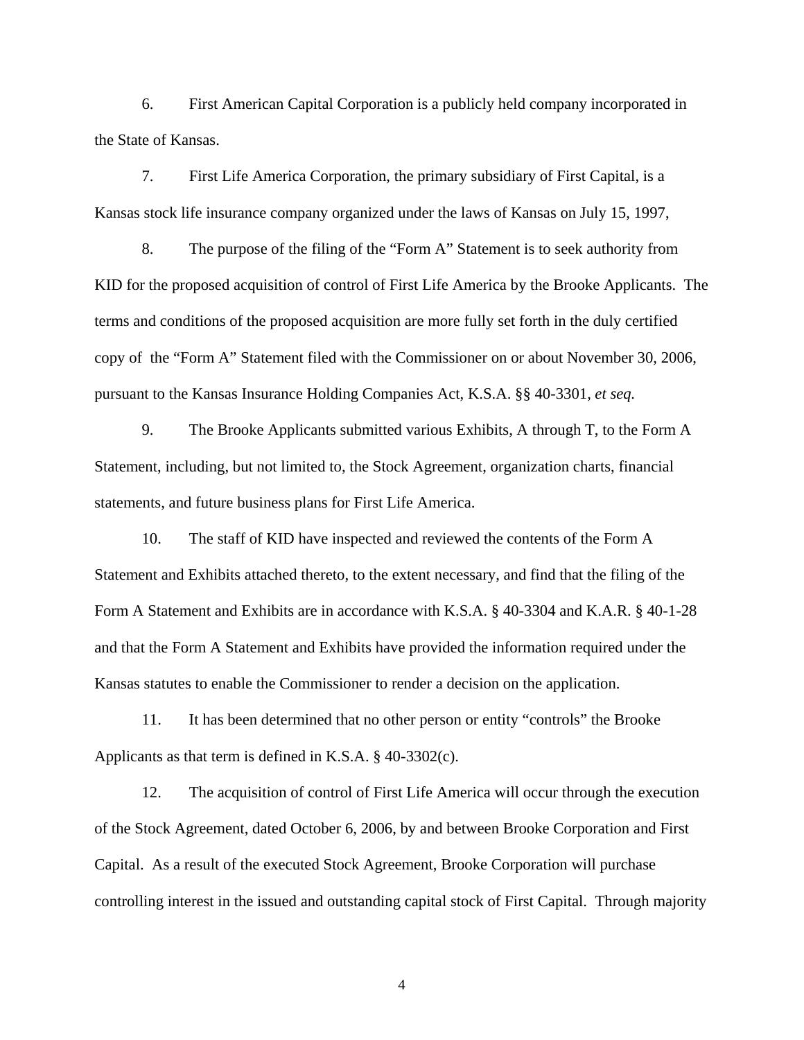6. First American Capital Corporation is a publicly held company incorporated in the State of Kansas.

7. First Life America Corporation, the primary subsidiary of First Capital, is a Kansas stock life insurance company organized under the laws of Kansas on July 15, 1997,

8. The purpose of the filing of the "Form A" Statement is to seek authority from KID for the proposed acquisition of control of First Life America by the Brooke Applicants. The terms and conditions of the proposed acquisition are more fully set forth in the duly certified copy of the "Form A" Statement filed with the Commissioner on or about November 30, 2006, pursuant to the Kansas Insurance Holding Companies Act, K.S.A. §§ 40-3301, *et seq.*

9. The Brooke Applicants submitted various Exhibits, A through T, to the Form A Statement, including, but not limited to, the Stock Agreement, organization charts, financial statements, and future business plans for First Life America.

10. The staff of KID have inspected and reviewed the contents of the Form A Statement and Exhibits attached thereto, to the extent necessary, and find that the filing of the Form A Statement and Exhibits are in accordance with K.S.A. § 40-3304 and K.A.R. § 40-1-28 and that the Form A Statement and Exhibits have provided the information required under the Kansas statutes to enable the Commissioner to render a decision on the application.

11. It has been determined that no other person or entity "controls" the Brooke Applicants as that term is defined in K.S.A. § 40-3302(c).

12. The acquisition of control of First Life America will occur through the execution of the Stock Agreement, dated October 6, 2006, by and between Brooke Corporation and First Capital. As a result of the executed Stock Agreement, Brooke Corporation will purchase controlling interest in the issued and outstanding capital stock of First Capital. Through majority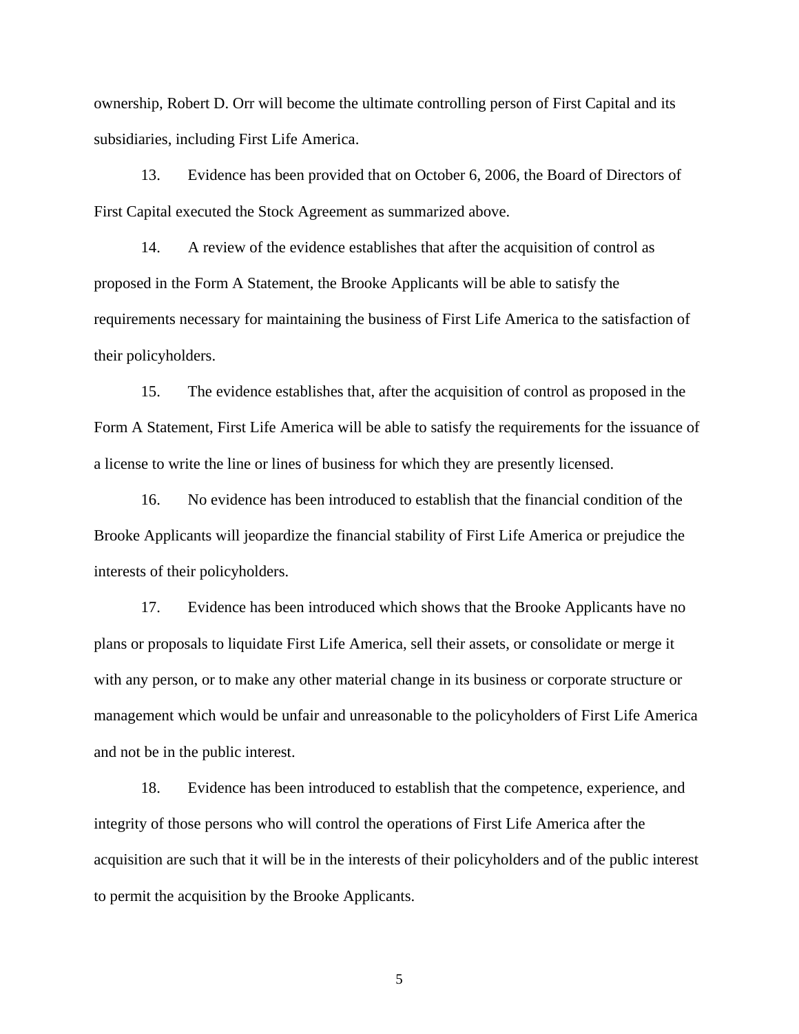ownership, Robert D. Orr will become the ultimate controlling person of First Capital and its subsidiaries, including First Life America.

13. Evidence has been provided that on October 6, 2006, the Board of Directors of First Capital executed the Stock Agreement as summarized above.

14. A review of the evidence establishes that after the acquisition of control as proposed in the Form A Statement, the Brooke Applicants will be able to satisfy the requirements necessary for maintaining the business of First Life America to the satisfaction of their policyholders.

15. The evidence establishes that, after the acquisition of control as proposed in the Form A Statement, First Life America will be able to satisfy the requirements for the issuance of a license to write the line or lines of business for which they are presently licensed.

16. No evidence has been introduced to establish that the financial condition of the Brooke Applicants will jeopardize the financial stability of First Life America or prejudice the interests of their policyholders.

17. Evidence has been introduced which shows that the Brooke Applicants have no plans or proposals to liquidate First Life America, sell their assets, or consolidate or merge it with any person, or to make any other material change in its business or corporate structure or management which would be unfair and unreasonable to the policyholders of First Life America and not be in the public interest.

18. Evidence has been introduced to establish that the competence, experience, and integrity of those persons who will control the operations of First Life America after the acquisition are such that it will be in the interests of their policyholders and of the public interest to permit the acquisition by the Brooke Applicants.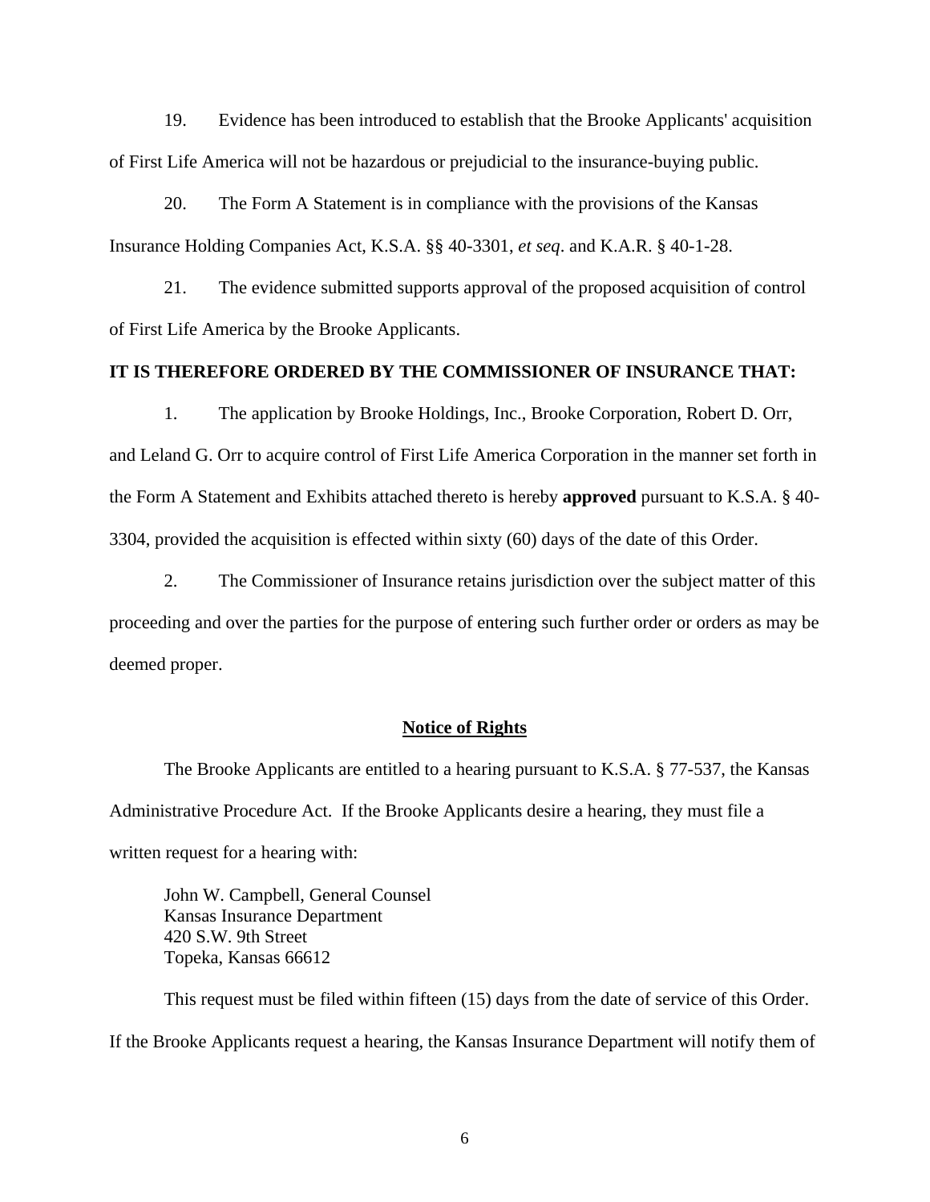19. Evidence has been introduced to establish that the Brooke Applicants' acquisition of First Life America will not be hazardous or prejudicial to the insurance-buying public.

20. The Form A Statement is in compliance with the provisions of the Kansas Insurance Holding Companies Act, K.S.A. §§ 40-3301, *et seq*. and K.A.R. § 40-1-28.

21. The evidence submitted supports approval of the proposed acquisition of control of First Life America by the Brooke Applicants.

**IT IS THEREFORE ORDERED BY THE COMMISSIONER OF INSURANCE THAT:**

1. The application by Brooke Holdings, Inc., Brooke Corporation, Robert D. Orr, and Leland G. Orr to acquire control of First Life America Corporation in the manner set forth in the Form A Statement and Exhibits attached thereto is hereby **approved** pursuant to K.S.A. § 40-3304, provided the acquisition is effected within sixty (60) days of the date of this Order.

2. The Commissioner of Insurance retains jurisdiction over the subject matter of this proceeding and over the parties for the purpose of entering such further order or orders as may be deemed proper.

## Notice of Rights

The Brooke Applicants are entitled to a hearing pursuant to K.S.A. § 77-537, the Kansas Administrative Procedure Act. If the Brooke Applicants desire a hearing, they must file a written request for a hearing with:

John W. Campbell, General Counsel
Kansas Insurance Department
420 S.W. 9th Street
Topeka, Kansas 66612

This request must be filed within fifteen (15) days from the date of service of this Order. If the Brooke Applicants request a hearing, the Kansas Insurance Department will notify them of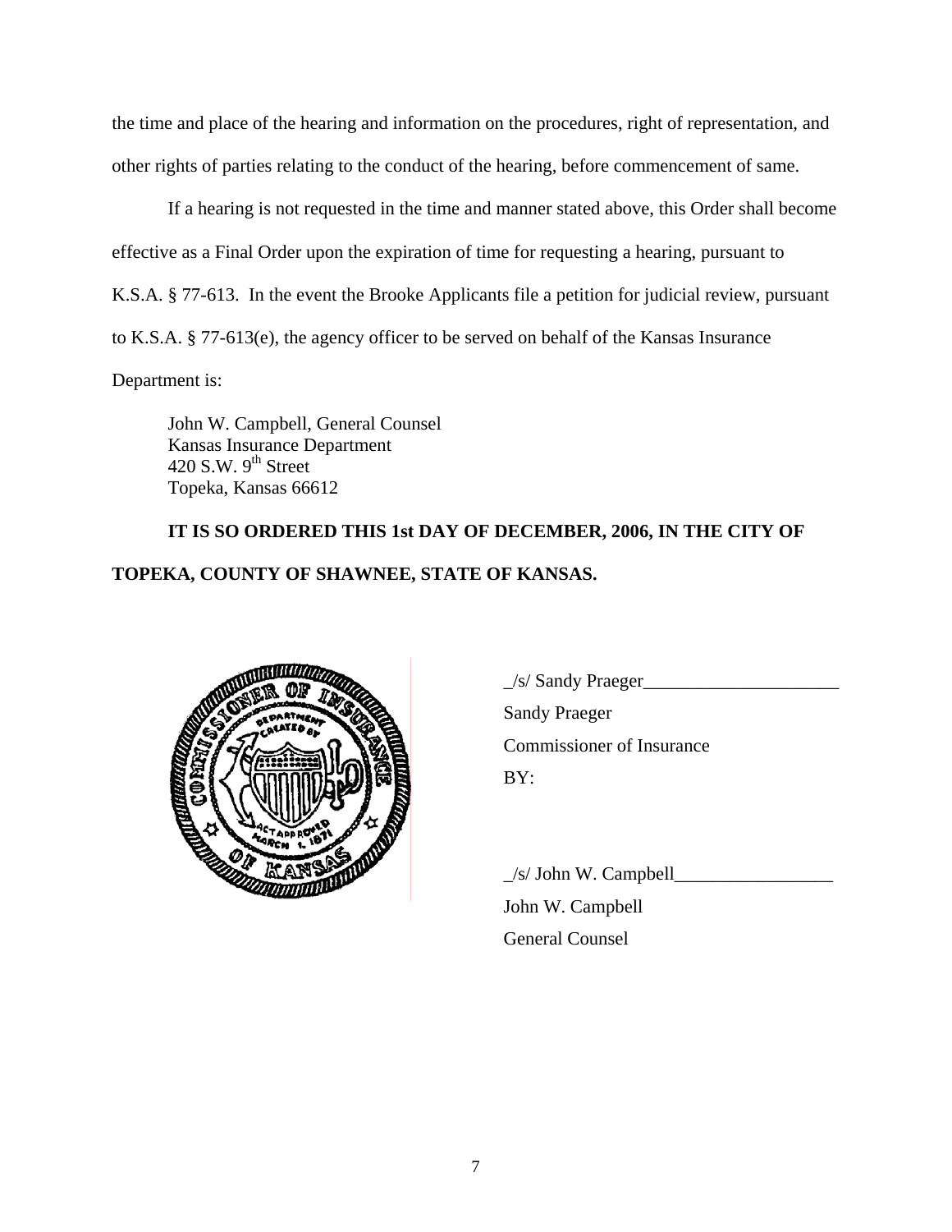the time and place of the hearing and information on the procedures, right of representation, and other rights of parties relating to the conduct of the hearing, before commencement of same.

If a hearing is not requested in the time and manner stated above, this Order shall become effective as a Final Order upon the expiration of time for requesting a hearing, pursuant to K.S.A. § 77-613. In the event the Brooke Applicants file a petition for judicial review, pursuant to K.S.A. § 77-613(e), the agency officer to be served on behalf of the Kansas Insurance Department is:

John W. Campbell, General Counsel
Kansas Insurance Department
420 S.W. 9th Street
Topeka, Kansas 66612

**IT IS SO ORDERED THIS 1st DAY OF DECEMBER, 2006, IN THE CITY OF TOPEKA, COUNTY OF SHAWNEE, STATE OF KANSAS.**

_/s/ Sandy Praeger_____________________
Sandy Praeger
Commissioner of Insurance
BY:

_/s/ John W. Campbell_________________
John W. Campbell
General Counsel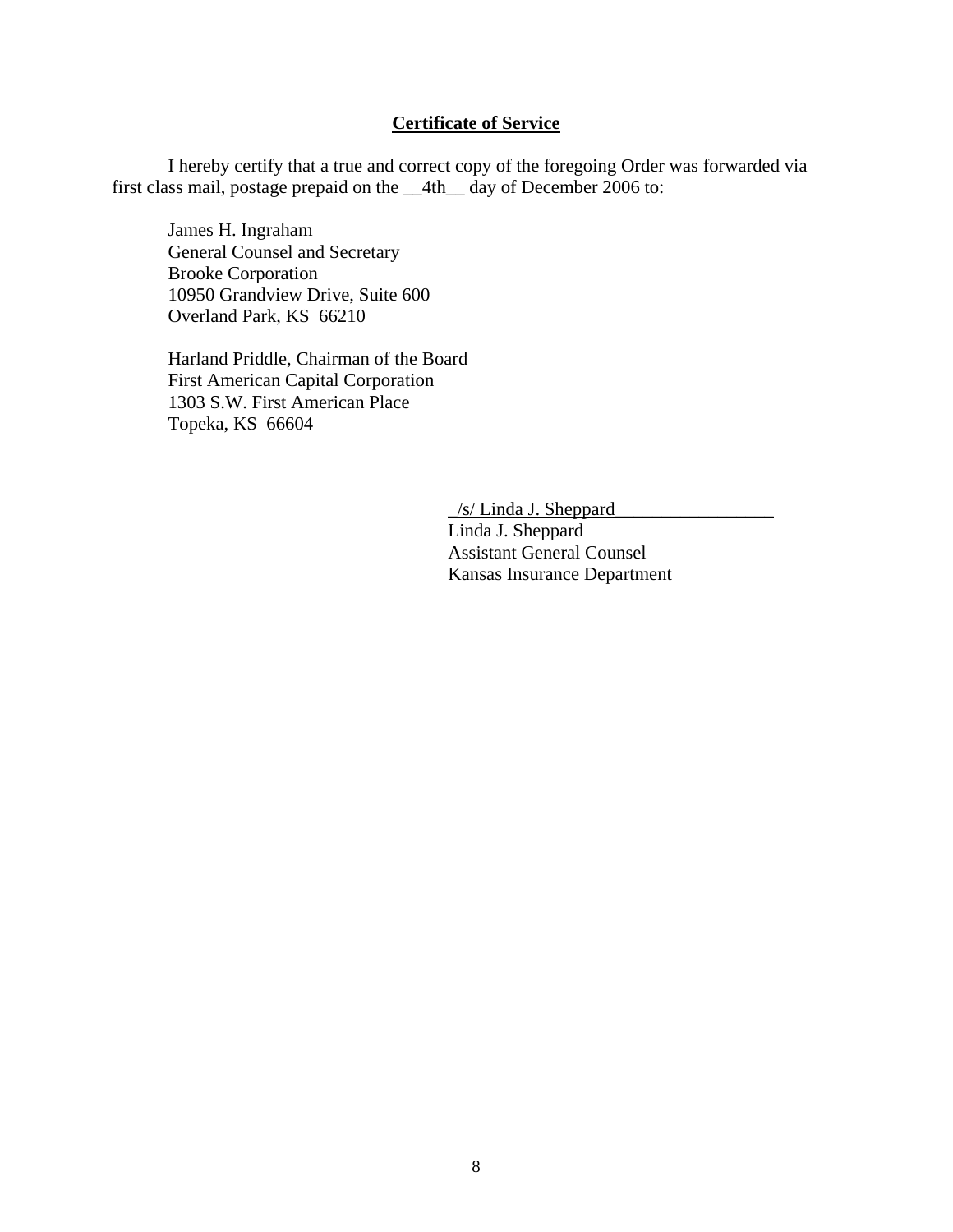## Certificate of Service

I hereby certify that a true and correct copy of the foregoing Order was forwarded via first class mail, postage prepaid on the __4th__ day of December 2006 to:

James H. Ingraham
General Counsel and Secretary
Brooke Corporation
10950 Grandview Drive, Suite 600
Overland Park, KS 66210

Harland Priddle, Chairman of the Board
First American Capital Corporation
1303 S.W. First American Place
Topeka, KS 66604

_/s/ Linda J. Sheppard_________________
Linda J. Sheppard
Assistant General Counsel
Kansas Insurance Department